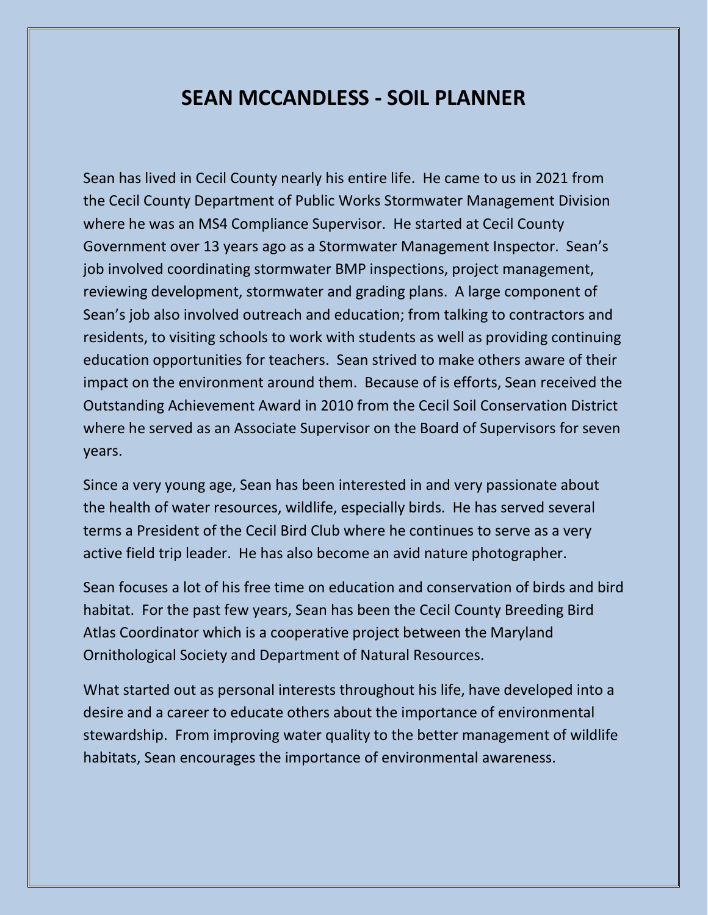# SEAN MCCANDLESS - SOIL PLANNER

Sean has lived in Cecil County nearly his entire life. He came to us in 2021 from the Cecil County Department of Public Works Stormwater Management Division where he was an MS4 Compliance Supervisor. He started at Cecil County Government over 13 years ago as a Stormwater Management Inspector. Sean's job involved coordinating stormwater BMP inspections, project management, reviewing development, stormwater and grading plans. A large component of Sean's job also involved outreach and education; from talking to contractors and residents, to visiting schools to work with students as well as providing continuing education opportunities for teachers. Sean strived to make others aware of their impact on the environment around them. Because of is efforts, Sean received the Outstanding Achievement Award in 2010 from the Cecil Soil Conservation District where he served as an Associate Supervisor on the Board of Supervisors for seven years.

Since a very young age, Sean has been interested in and very passionate about the health of water resources, wildlife, especially birds. He has served several terms a President of the Cecil Bird Club where he continues to serve as a very active field trip leader. He has also become an avid nature photographer.

Sean focuses a lot of his free time on education and conservation of birds and bird habitat. For the past few years, Sean has been the Cecil County Breeding Bird Atlas Coordinator which is a cooperative project between the Maryland Ornithological Society and Department of Natural Resources.

What started out as personal interests throughout his life, have developed into a desire and a career to educate others about the importance of environmental stewardship. From improving water quality to the better management of wildlife habitats, Sean encourages the importance of environmental awareness.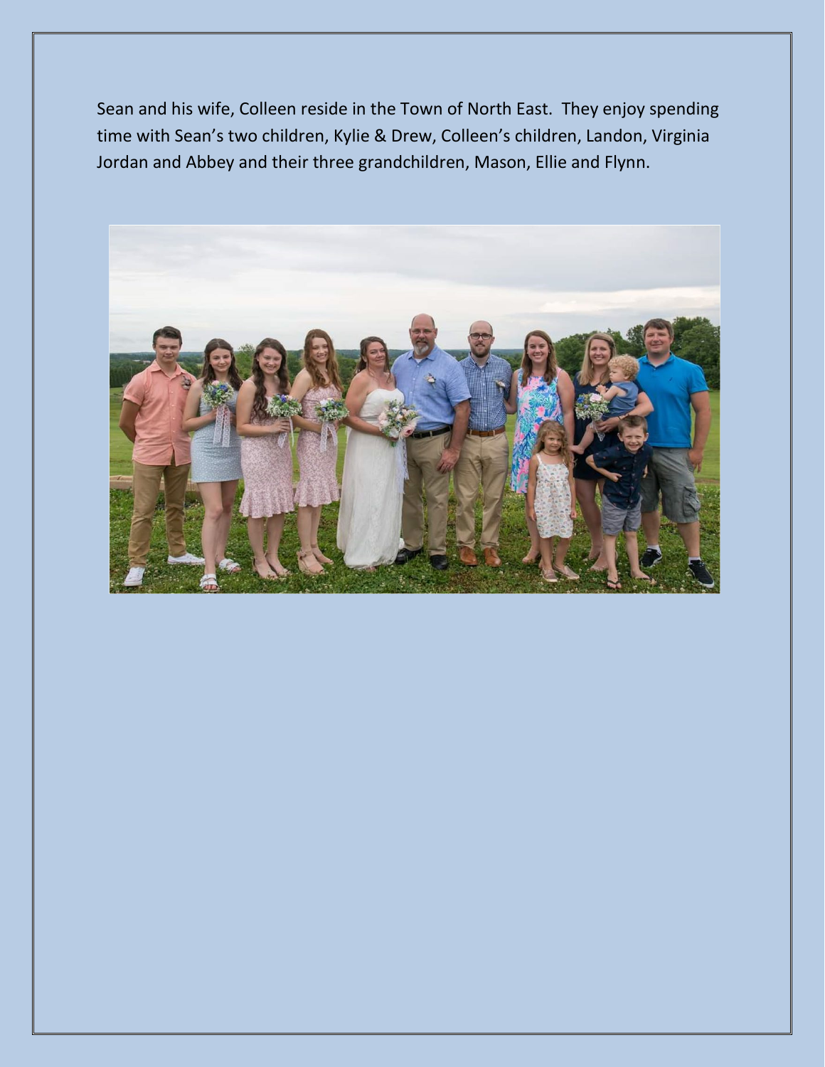Sean and his wife, Colleen reside in the Town of North East. They enjoy spending time with Sean's two children, Kylie & Drew, Colleen's children, Landon, Virginia Jordan and Abbey and their three grandchildren, Mason, Ellie and Flynn.